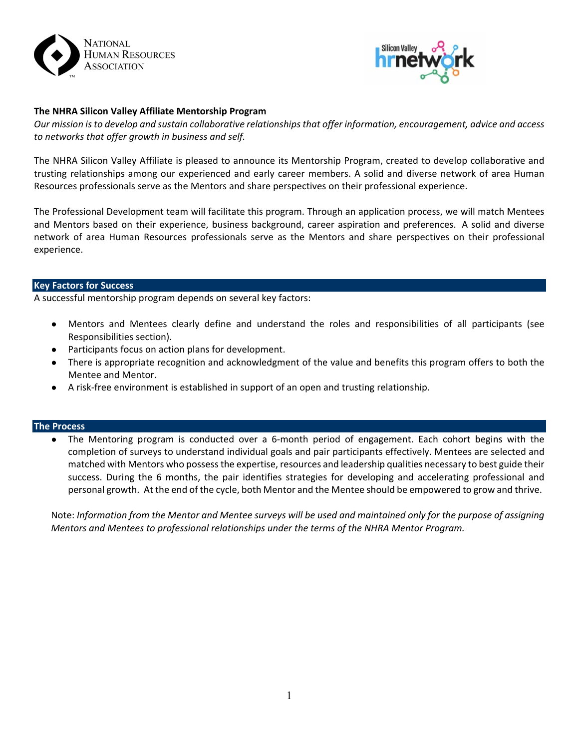NATIONAL HUMAN RESOURCES ASSOCIATION

Silicon Valley hrnetwork

**The NHRA Silicon Valley Affiliate Mentorship Program**

*Our mission is to develop and sustain collaborative relationships that offer information, encouragement, advice and access to networks that offer growth in business and self.*

The NHRA Silicon Valley Affiliate is pleased to announce its Mentorship Program, created to develop collaborative and trusting relationships among our experienced and early career members. A solid and diverse network of area Human Resources professionals serve as the Mentors and share perspectives on their professional experience.

The Professional Development team will facilitate this program. Through an application process, we will match Mentees and Mentors based on their experience, business background, career aspiration and preferences. A solid and diverse network of area Human Resources professionals serve as the Mentors and share perspectives on their professional experience.

## Key Factors for Success

A successful mentorship program depends on several key factors:

- Mentors and Mentees clearly define and understand the roles and responsibilities of all participants (see Responsibilities section).
- Participants focus on action plans for development.
- There is appropriate recognition and acknowledgment of the value and benefits this program offers to both the Mentee and Mentor.
- A risk-free environment is established in support of an open and trusting relationship.

## The Process

- The Mentoring program is conducted over a 6-month period of engagement. Each cohort begins with the completion of surveys to understand individual goals and pair participants effectively. Mentees are selected and matched with Mentors who possess the expertise, resources and leadership qualities necessary to best guide their success. During the 6 months, the pair identifies strategies for developing and accelerating professional and personal growth. At the end of the cycle, both Mentor and the Mentee should be empowered to grow and thrive.

Note: *Information from the Mentor and Mentee surveys will be used and maintained only for the purpose of assigning Mentors and Mentees to professional relationships under the terms of the NHRA Mentor Program.*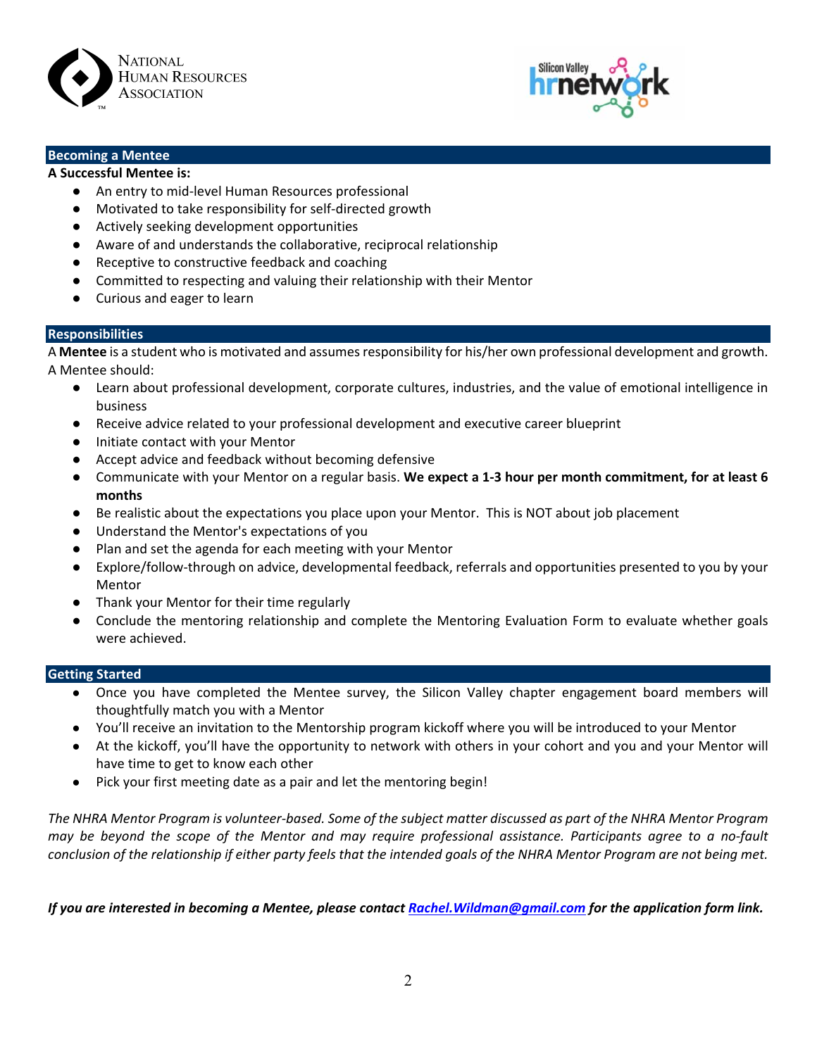## Becoming a Mentee

**A Successful Mentee is:**

- An entry to mid-level Human Resources professional
- Motivated to take responsibility for self-directed growth
- Actively seeking development opportunities
- Aware of and understands the collaborative, reciprocal relationship
- Receptive to constructive feedback and coaching
- Committed to respecting and valuing their relationship with their Mentor
- Curious and eager to learn

## Responsibilities

A **Mentee** is a student who is motivated and assumes responsibility for his/her own professional development and growth. A Mentee should:

- Learn about professional development, corporate cultures, industries, and the value of emotional intelligence in business
- Receive advice related to your professional development and executive career blueprint
- Initiate contact with your Mentor
- Accept advice and feedback without becoming defensive
- Communicate with your Mentor on a regular basis. **We expect a 1-3 hour per month commitment, for at least 6 months**
- Be realistic about the expectations you place upon your Mentor. This is NOT about job placement
- Understand the Mentor's expectations of you
- Plan and set the agenda for each meeting with your Mentor
- Explore/follow-through on advice, developmental feedback, referrals and opportunities presented to you by your Mentor
- Thank your Mentor for their time regularly
- Conclude the mentoring relationship and complete the Mentoring Evaluation Form to evaluate whether goals were achieved.

## Getting Started

- Once you have completed the Mentee survey, the Silicon Valley chapter engagement board members will thoughtfully match you with a Mentor
- You'll receive an invitation to the Mentorship program kickoff where you will be introduced to your Mentor
- At the kickoff, you'll have the opportunity to network with others in your cohort and you and your Mentor will have time to get to know each other
- Pick your first meeting date as a pair and let the mentoring begin!

*The NHRA Mentor Program is volunteer-based. Some of the subject matter discussed as part of the NHRA Mentor Program may be beyond the scope of the Mentor and may require professional assistance. Participants agree to a no-fault conclusion of the relationship if either party feels that the intended goals of the NHRA Mentor Program are not being met.*

***If you are interested in becoming a Mentee, please contact [Rachel.Wildman@gmail.com](mailto:Rachel.Wildman@gmail.com) for the application form link.***